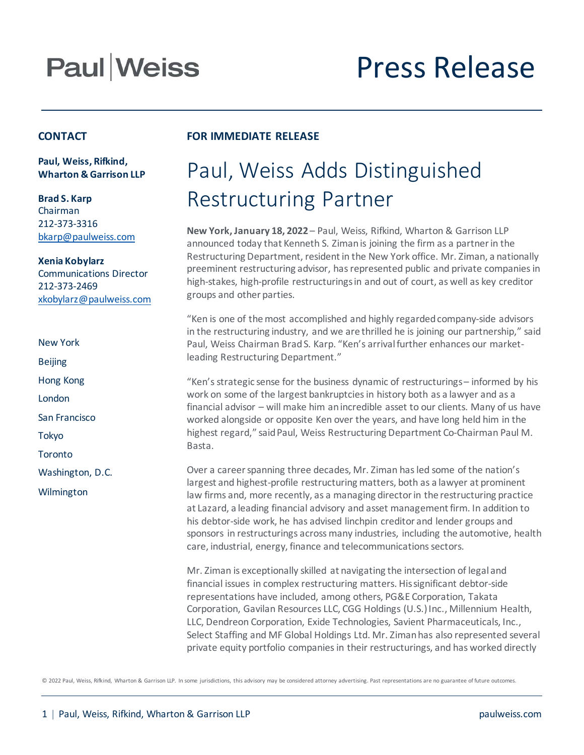Paul | Weiss

# Press Release

**CONTACT**

**Paul, Weiss, Rifkind, Wharton & Garrison LLP**

**Brad S. Karp**
Chairman
212-373-3316
bkarp@paulweiss.com

**Xenia Kobylarz**
Communications Director
212-373-2469
xkobylarz@paulweiss.com

New York
Beijing
Hong Kong
London
San Francisco
Tokyo
Toronto
Washington, D.C.
Wilmington

**FOR IMMEDIATE RELEASE**

## Paul, Weiss Adds Distinguished Restructuring Partner

**New York, January 18, 2022** – Paul, Weiss, Rifkind, Wharton & Garrison LLP announced today that Kenneth S. Ziman is joining the firm as a partner in the Restructuring Department, resident in the New York office. Mr. Ziman, a nationally preeminent restructuring advisor, has represented public and private companies in high-stakes, high-profile restructurings in and out of court, as well as key creditor groups and other parties.

"Ken is one of the most accomplished and highly regarded company-side advisors in the restructuring industry, and we are thrilled he is joining our partnership," said Paul, Weiss Chairman Brad S. Karp. "Ken's arrival further enhances our market-leading Restructuring Department."

"Ken's strategic sense for the business dynamic of restructurings – informed by his work on some of the largest bankruptcies in history both as a lawyer and as a financial advisor – will make him an incredible asset to our clients. Many of us have worked alongside or opposite Ken over the years, and have long held him in the highest regard," said Paul, Weiss Restructuring Department Co-Chairman Paul M. Basta.

Over a career spanning three decades, Mr. Ziman has led some of the nation's largest and highest-profile restructuring matters, both as a lawyer at prominent law firms and, more recently, as a managing director in the restructuring practice at Lazard, a leading financial advisory and asset management firm. In addition to his debtor-side work, he has advised linchpin creditor and lender groups and sponsors in restructurings across many industries, including the automotive, health care, industrial, energy, finance and telecommunications sectors.

Mr. Ziman is exceptionally skilled at navigating the intersection of legal and financial issues in complex restructuring matters. His significant debtor-side representations have included, among others, PG&E Corporation, Takata Corporation, Gavilan Resources LLC, CGG Holdings (U.S.) Inc., Millennium Health, LLC, Dendreon Corporation, Exide Technologies, Savient Pharmaceuticals, Inc., Select Staffing and MF Global Holdings Ltd. Mr. Ziman has also represented several private equity portfolio companies in their restructurings, and has worked directly

© 2022 Paul, Weiss, Rifkind, Wharton & Garrison LLP. In some jurisdictions, this advisory may be considered attorney advertising. Past representations are no guarantee of future outcomes.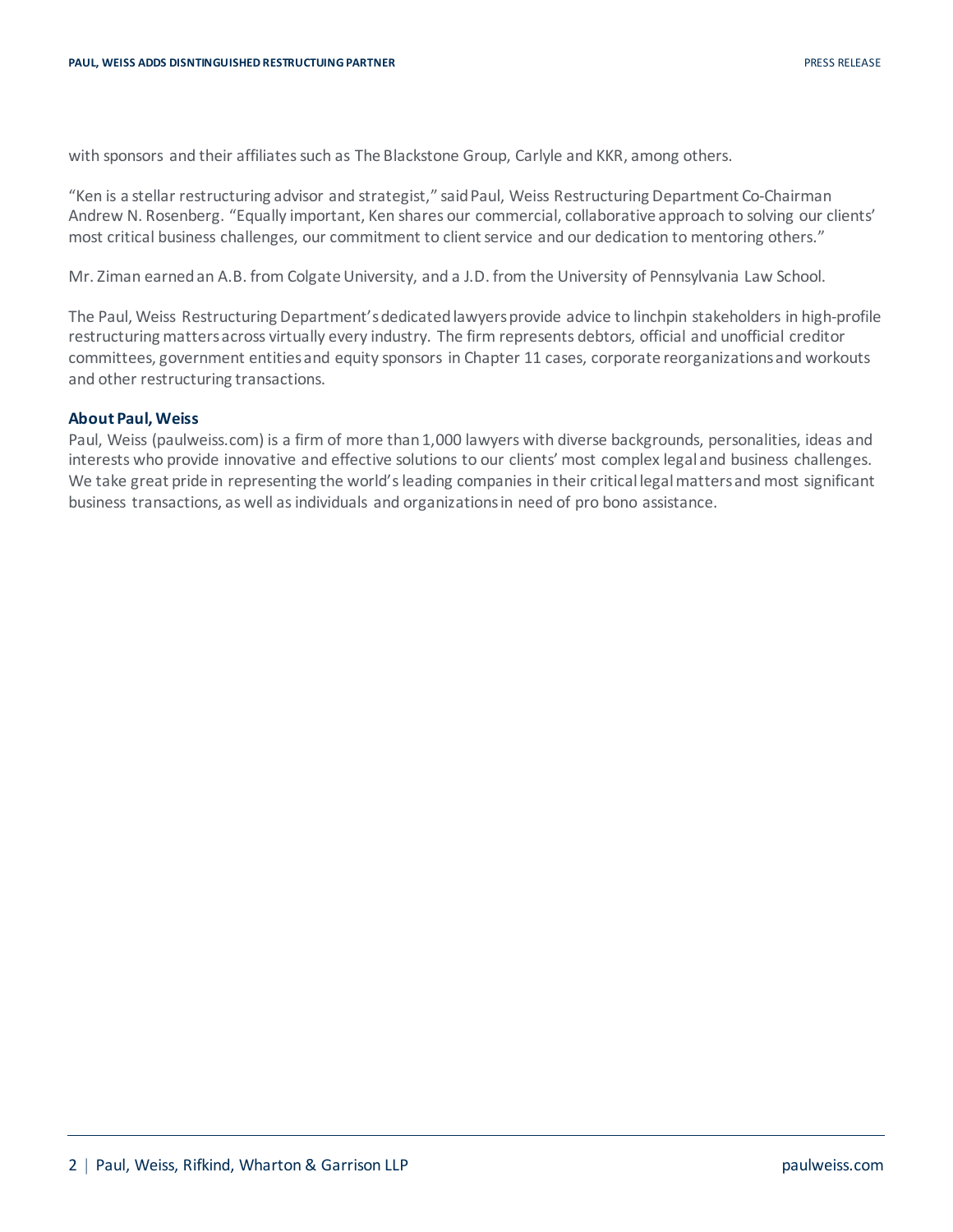with sponsors and their affiliates such as The Blackstone Group, Carlyle and KKR, among others.

"Ken is a stellar restructuring advisor and strategist," said Paul, Weiss Restructuring Department Co-Chairman Andrew N. Rosenberg. "Equally important, Ken shares our commercial, collaborative approach to solving our clients' most critical business challenges, our commitment to client service and our dedication to mentoring others."

Mr. Ziman earned an A.B. from Colgate University, and a J.D. from the University of Pennsylvania Law School.

The Paul, Weiss Restructuring Department's dedicated lawyers provide advice to linchpin stakeholders in high-profile restructuring matters across virtually every industry. The firm represents debtors, official and unofficial creditor committees, government entities and equity sponsors in Chapter 11 cases, corporate reorganizations and workouts and other restructuring transactions.

**About Paul, Weiss**

Paul, Weiss (paulweiss.com) is a firm of more than 1,000 lawyers with diverse backgrounds, personalities, ideas and interests who provide innovative and effective solutions to our clients' most complex legal and business challenges. We take great pride in representing the world's leading companies in their critical legal matters and most significant business transactions, as well as individuals and organizations in need of pro bono assistance.